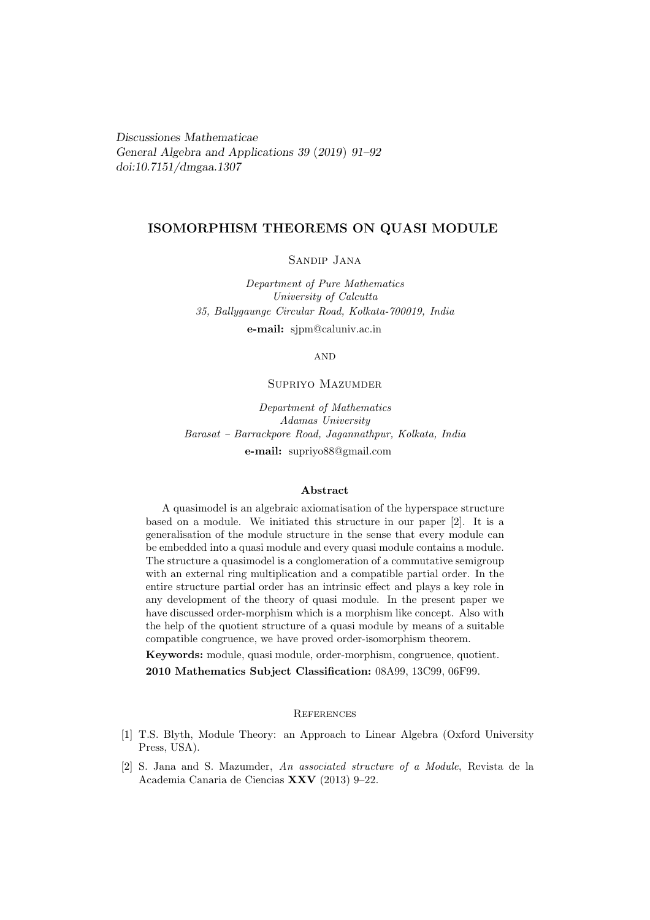*Discussiones Mathematicae*
*General Algebra and Applications 39 (2019) 91–92*
*doi:10.7151/dmgaa.1307*

# ISOMORPHISM THEOREMS ON QUASI MODULE

Sandip Jana

*Department of Pure Mathematics*
*University of Calcutta*
*35, Ballygaunge Circular Road, Kolkata-700019, India*

**e-mail:** sjpm@caluniv.ac.in

and

Supriyo Mazumder

*Department of Mathematics*
*Adamas University*
*Barasat – Barrackpore Road, Jagannathpur, Kolkata, India*

**e-mail:** supriyo88@gmail.com

## Abstract

A quasimodel is an algebraic axiomatisation of the hyperspace structure based on a module. We initiated this structure in our paper [2]. It is a generalisation of the module structure in the sense that every module can be embedded into a quasi module and every quasi module contains a module. The structure a quasimodel is a conglomeration of a commutative semigroup with an external ring multiplication and a compatible partial order. In the entire structure partial order has an intrinsic effect and plays a key role in any development of the theory of quasi module. In the present paper we have discussed order-morphism which is a morphism like concept. Also with the help of the quotient structure of a quasi module by means of a suitable compatible congruence, we have proved order-isomorphism theorem.

**Keywords:** module, quasi module, order-morphism, congruence, quotient.

**2010 Mathematics Subject Classification:** 08A99, 13C99, 06F99.

## References

[1] T.S. Blyth, Module Theory: an Approach to Linear Algebra (Oxford University Press, USA).

[2] S. Jana and S. Mazumder, *An associated structure of a Module*, Revista de la Academia Canaria de Ciencias **XXV** (2013) 9–22.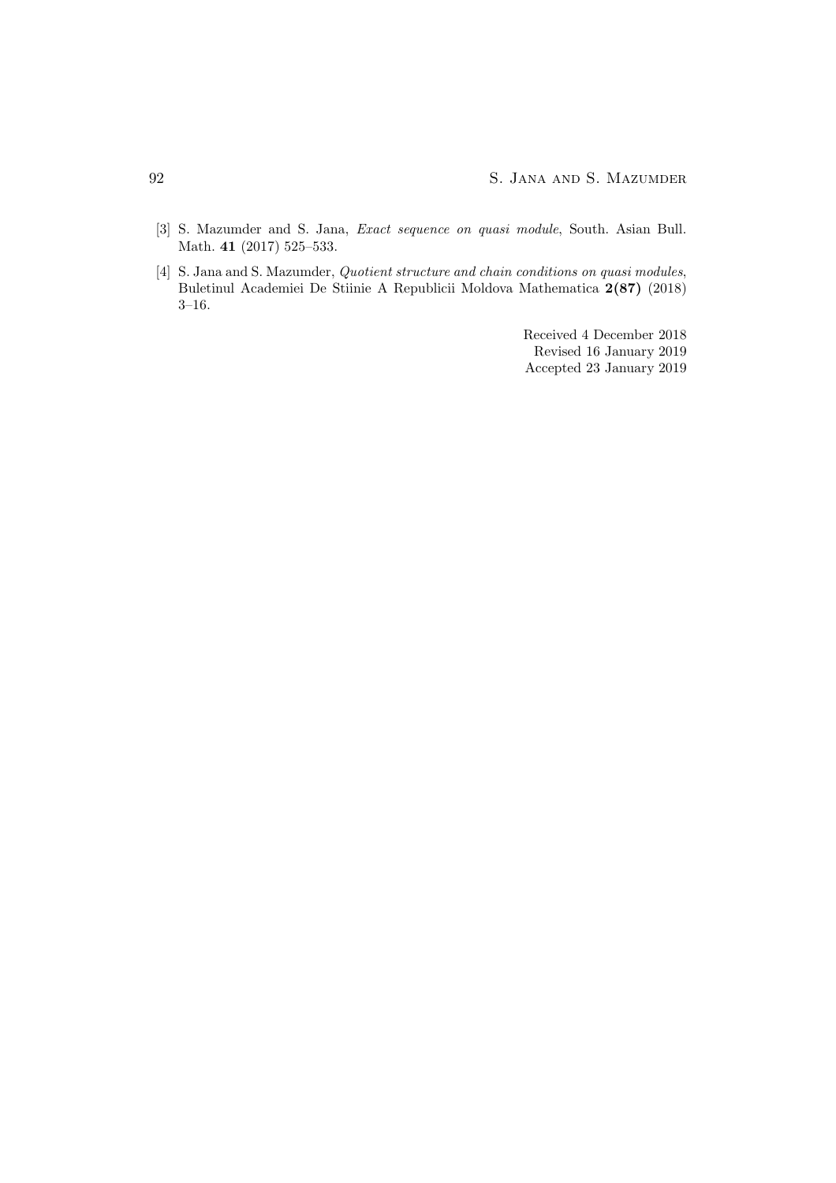[3] S. Mazumder and S. Jana, *Exact sequence on quasi module*, South. Asian Bull. Math. **41** (2017) 525–533.

[4] S. Jana and S. Mazumder, *Quotient structure and chain conditions on quasi modules*, Buletinul Academiei De Stiinie A Republicii Moldova Mathematica **2(87)** (2018) 3–16.

Received 4 December 2018
Revised 16 January 2019
Accepted 23 January 2019